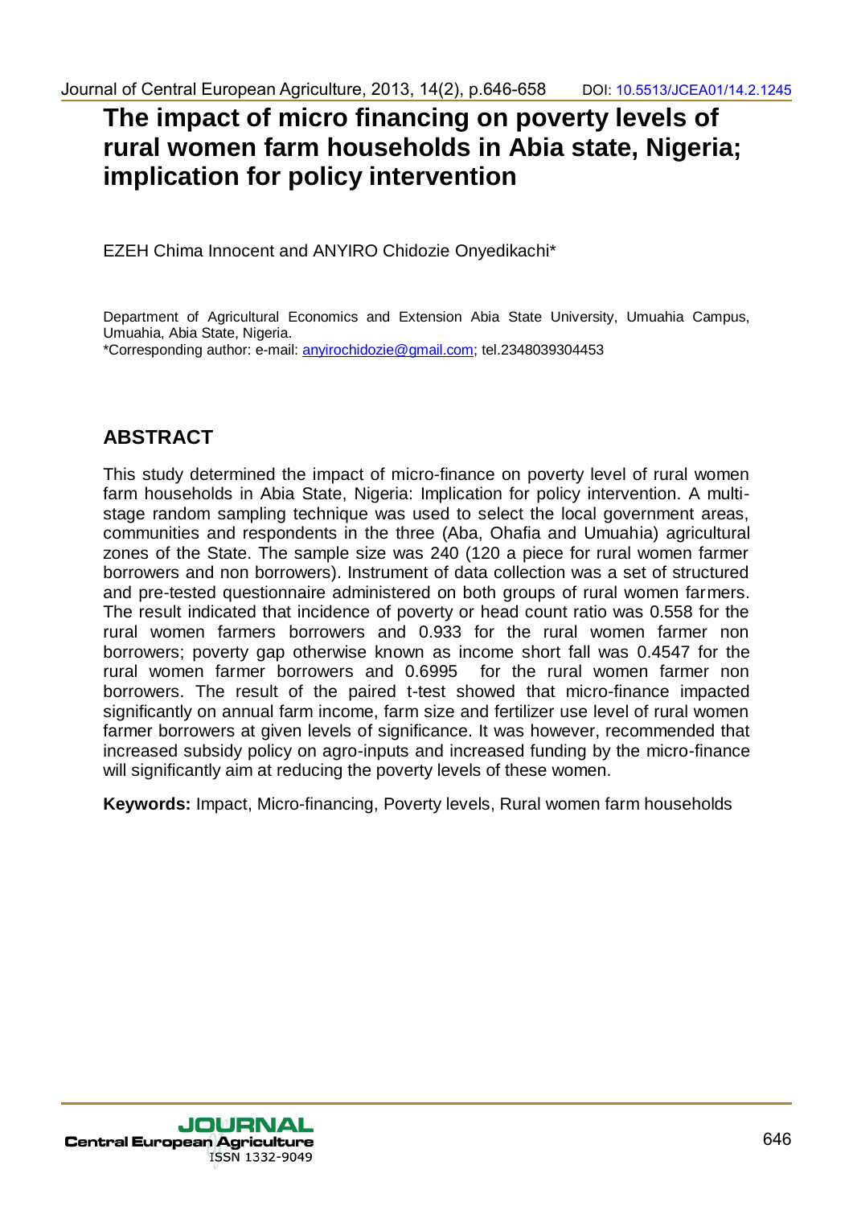# The impact of micro financing on poverty levels of rural women farm households in Abia state, Nigeria; implication for policy intervention

EZEH Chima Innocent and ANYIRO Chidozie Onyedikachi*

Department of Agricultural Economics and Extension Abia State University, Umuahia Campus, Umuahia, Abia State, Nigeria.
*Corresponding author: e-mail: anyirochidozie@gmail.com; tel.2348039304453

## ABSTRACT

This study determined the impact of micro-finance on poverty level of rural women farm households in Abia State, Nigeria: Implication for policy intervention. A multi-stage random sampling technique was used to select the local government areas, communities and respondents in the three (Aba, Ohafia and Umuahia) agricultural zones of the State. The sample size was 240 (120 a piece for rural women farmer borrowers and non borrowers). Instrument of data collection was a set of structured and pre-tested questionnaire administered on both groups of rural women farmers. The result indicated that incidence of poverty or head count ratio was 0.558 for the rural women farmers borrowers and 0.933 for the rural women farmer non borrowers; poverty gap otherwise known as income short fall was 0.4547 for the rural women farmer borrowers and 0.6995 for the rural women farmer non borrowers. The result of the paired t-test showed that micro-finance impacted significantly on annual farm income, farm size and fertilizer use level of rural women farmer borrowers at given levels of significance. It was however, recommended that increased subsidy policy on agro-inputs and increased funding by the micro-finance will significantly aim at reducing the poverty levels of these women.

**Keywords:** Impact, Micro-financing, Poverty levels, Rural women farm households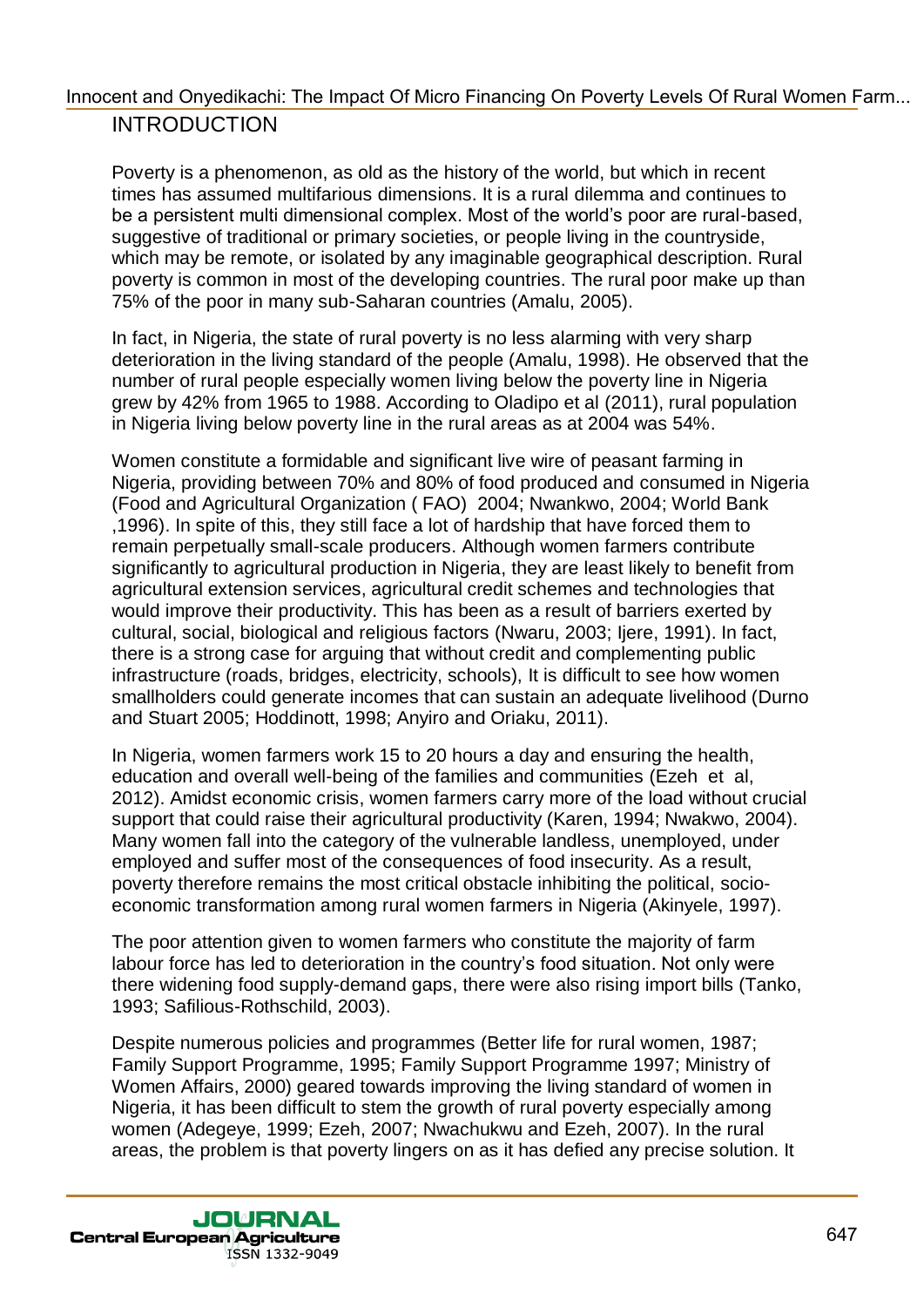## INTRODUCTION

Poverty is a phenomenon, as old as the history of the world, but which in recent times has assumed multifarious dimensions. It is a rural dilemma and continues to be a persistent multi dimensional complex. Most of the world's poor are rural-based, suggestive of traditional or primary societies, or people living in the countryside, which may be remote, or isolated by any imaginable geographical description. Rural poverty is common in most of the developing countries. The rural poor make up than 75% of the poor in many sub-Saharan countries (Amalu, 2005).

In fact, in Nigeria, the state of rural poverty is no less alarming with very sharp deterioration in the living standard of the people (Amalu, 1998). He observed that the number of rural people especially women living below the poverty line in Nigeria grew by 42% from 1965 to 1988. According to Oladipo et al (2011), rural population in Nigeria living below poverty line in the rural areas as at 2004 was 54%.

Women constitute a formidable and significant live wire of peasant farming in Nigeria, providing between 70% and 80% of food produced and consumed in Nigeria (Food and Agricultural Organization ( FAO) 2004; Nwankwo, 2004; World Bank ,1996). In spite of this, they still face a lot of hardship that have forced them to remain perpetually small-scale producers. Although women farmers contribute significantly to agricultural production in Nigeria, they are least likely to benefit from agricultural extension services, agricultural credit schemes and technologies that would improve their productivity. This has been as a result of barriers exerted by cultural, social, biological and religious factors (Nwaru, 2003; Ijere, 1991). In fact, there is a strong case for arguing that without credit and complementing public infrastructure (roads, bridges, electricity, schools), It is difficult to see how women smallholders could generate incomes that can sustain an adequate livelihood (Durno and Stuart 2005; Hoddinott, 1998; Anyiro and Oriaku, 2011).

In Nigeria, women farmers work 15 to 20 hours a day and ensuring the health, education and overall well-being of the families and communities (Ezeh et al, 2012). Amidst economic crisis, women farmers carry more of the load without crucial support that could raise their agricultural productivity (Karen, 1994; Nwakwo, 2004). Many women fall into the category of the vulnerable landless, unemployed, under employed and suffer most of the consequences of food insecurity. As a result, poverty therefore remains the most critical obstacle inhibiting the political, socio-economic transformation among rural women farmers in Nigeria (Akinyele, 1997).

The poor attention given to women farmers who constitute the majority of farm labour force has led to deterioration in the country's food situation. Not only were there widening food supply-demand gaps, there were also rising import bills (Tanko, 1993; Safilious-Rothschild, 2003).

Despite numerous policies and programmes (Better life for rural women, 1987; Family Support Programme, 1995; Family Support Programme 1997; Ministry of Women Affairs, 2000) geared towards improving the living standard of women in Nigeria, it has been difficult to stem the growth of rural poverty especially among women (Adegeye, 1999; Ezeh, 2007; Nwachukwu and Ezeh, 2007). In the rural areas, the problem is that poverty lingers on as it has defied any precise solution. It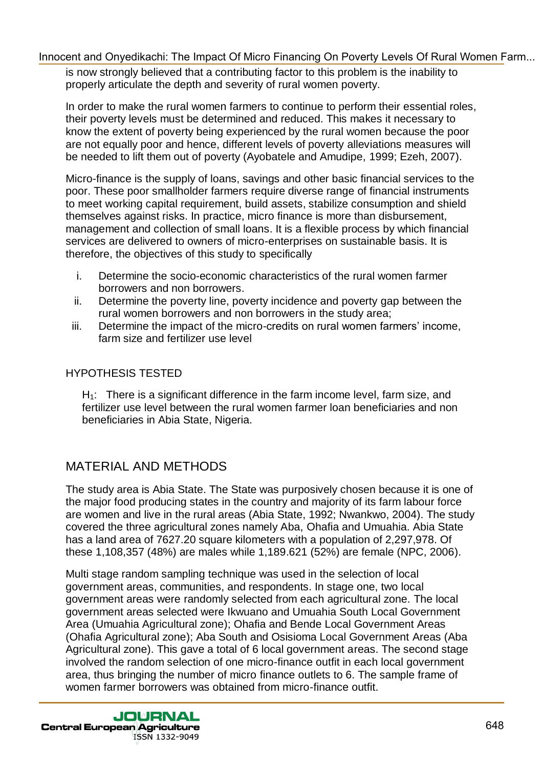is now strongly believed that a contributing factor to this problem is the inability to properly articulate the depth and severity of rural women poverty.

In order to make the rural women farmers to continue to perform their essential roles, their poverty levels must be determined and reduced. This makes it necessary to know the extent of poverty being experienced by the rural women because the poor are not equally poor and hence, different levels of poverty alleviations measures will be needed to lift them out of poverty (Ayobatele and Amudipe, 1999; Ezeh, 2007).

Micro-finance is the supply of loans, savings and other basic financial services to the poor. These poor smallholder farmers require diverse range of financial instruments to meet working capital requirement, build assets, stabilize consumption and shield themselves against risks. In practice, micro finance is more than disbursement, management and collection of small loans. It is a flexible process by which financial services are delivered to owners of micro-enterprises on sustainable basis. It is therefore, the objectives of this study to specifically

i. Determine the socio-economic characteristics of the rural women farmer borrowers and non borrowers.
ii. Determine the poverty line, poverty incidence and poverty gap between the rural women borrowers and non borrowers in the study area;
iii. Determine the impact of the micro-credits on rural women farmers' income, farm size and fertilizer use level

## HYPOTHESIS TESTED

$H_1$: There is a significant difference in the farm income level, farm size, and fertilizer use level between the rural women farmer loan beneficiaries and non beneficiaries in Abia State, Nigeria.

## MATERIAL AND METHODS

The study area is Abia State. The State was purposively chosen because it is one of the major food producing states in the country and majority of its farm labour force are women and live in the rural areas (Abia State, 1992; Nwankwo, 2004). The study covered the three agricultural zones namely Aba, Ohafia and Umuahia. Abia State has a land area of 7627.20 square kilometers with a population of 2,297,978. Of these 1,108,357 (48%) are males while 1,189.621 (52%) are female (NPC, 2006).

Multi stage random sampling technique was used in the selection of local government areas, communities, and respondents. In stage one, two local government areas were randomly selected from each agricultural zone. The local government areas selected were Ikwuano and Umuahia South Local Government Area (Umuahia Agricultural zone); Ohafia and Bende Local Government Areas (Ohafia Agricultural zone); Aba South and Osisioma Local Government Areas (Aba Agricultural zone). This gave a total of 6 local government areas. The second stage involved the random selection of one micro-finance outfit in each local government area, thus bringing the number of micro finance outlets to 6. The sample frame of women farmer borrowers was obtained from micro-finance outfit.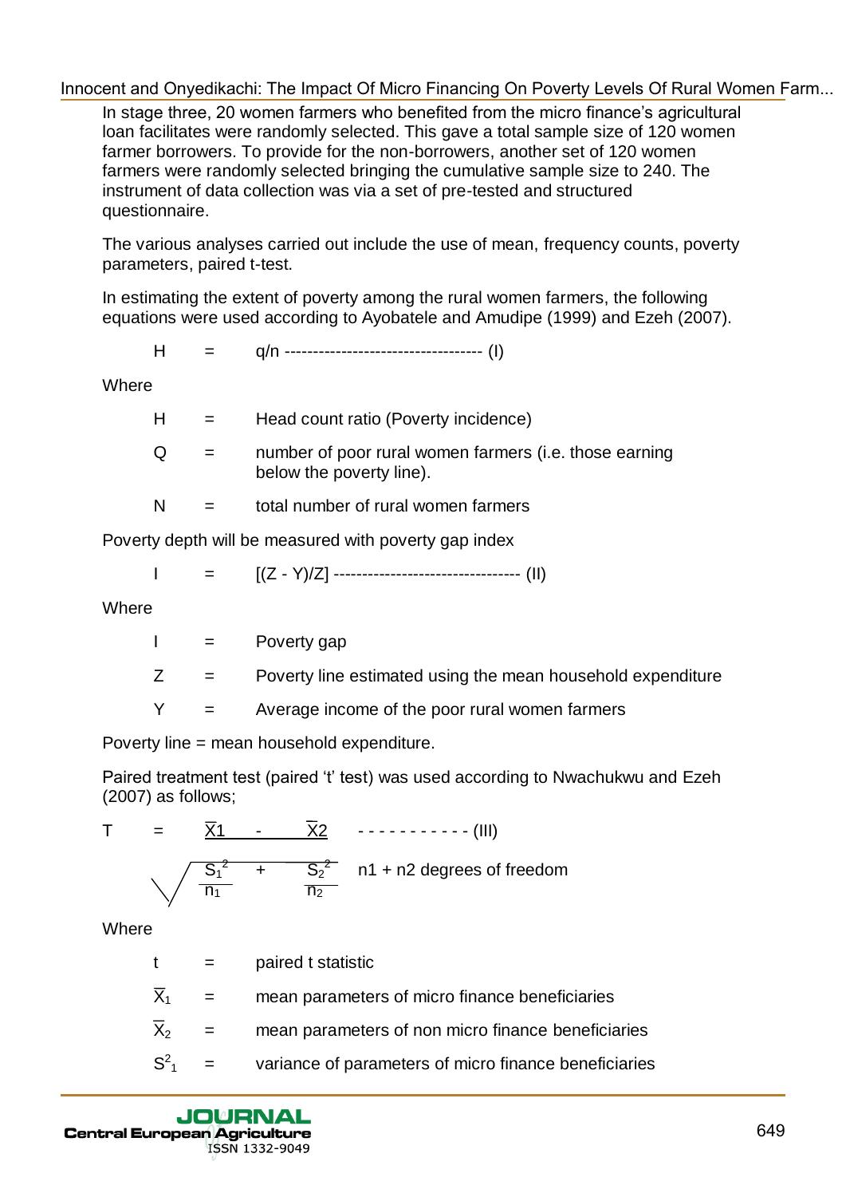In stage three, 20 women farmers who benefited from the micro finance's agricultural loan facilitates were randomly selected. This gave a total sample size of 120 women farmer borrowers. To provide for the non-borrowers, another set of 120 women farmers were randomly selected bringing the cumulative sample size to 240. The instrument of data collection was via a set of pre-tested and structured questionnaire.

The various analyses carried out include the use of mean, frequency counts, poverty parameters, paired t-test.

In estimating the extent of poverty among the rural women farmers, the following equations were used according to Ayobatele and Amudipe (1999) and Ezeh (2007).

$$H = q/n \quad \text{---------------------------------- (I)}$$

Where

H = Head count ratio (Poverty incidence)

Q = number of poor rural women farmers (i.e. those earning below the poverty line).

N = total number of rural women farmers

Poverty depth will be measured with poverty gap index

$$I = [(Z - Y)/Z] \quad \text{--------------------------------- (II)}$$

Where

I = Poverty gap

Z = Poverty line estimated using the mean household expenditure

Y = Average income of the poor rural women farmers

Poverty line = mean household expenditure.

Paired treatment test (paired 't' test) was used according to Nwachukwu and Ezeh (2007) as follows;

$$T = \frac{\overline{X}1 - \overline{X}2}{\sqrt{\frac{S_1^2}{n_1} + \frac{S_2^2}{n_2}}} \quad \text{- - - - - - - - - - - (III)}$$

n1 + n2 degrees of freedom

Where

t = paired t statistic

$\overline{X}_1$ = mean parameters of micro finance beneficiaries

$\overline{X}_2$ = mean parameters of non micro finance beneficiaries

$S^2_1$ = variance of parameters of micro finance beneficiaries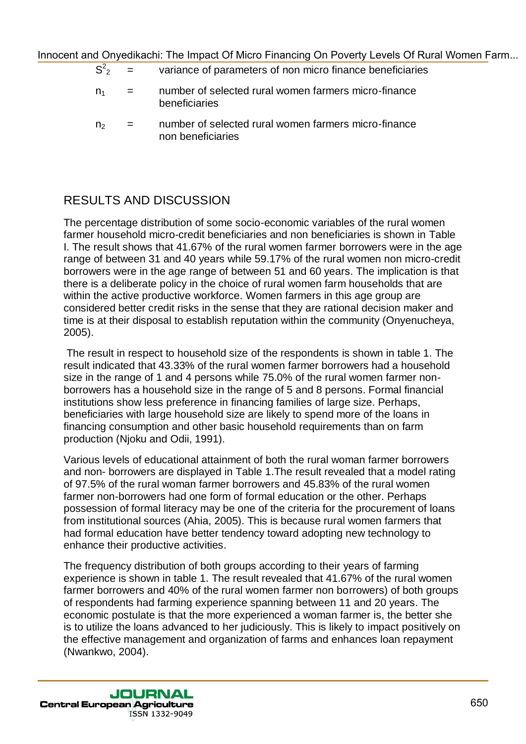| | | |
|---|---|---|
| $S^2_2$ | = | variance of parameters of non micro finance beneficiaries |
| $n_1$ | = | number of selected rural women farmers micro-finance beneficiaries |
| $n_2$ | = | number of selected rural women farmers micro-finance non beneficiaries |

## RESULTS AND DISCUSSION

The percentage distribution of some socio-economic variables of the rural women farmer household micro-credit beneficiaries and non beneficiaries is shown in Table I. The result shows that 41.67% of the rural women farmer borrowers were in the age range of between 31 and 40 years while 59.17% of the rural women non micro-credit borrowers were in the age range of between 51 and 60 years. The implication is that there is a deliberate policy in the choice of rural women farm households that are within the active productive workforce. Women farmers in this age group are considered better credit risks in the sense that they are rational decision maker and time is at their disposal to establish reputation within the community (Onyenucheya, 2005).

The result in respect to household size of the respondents is shown in table 1. The result indicated that 43.33% of the rural women farmer borrowers had a household size in the range of 1 and 4 persons while 75.0% of the rural women farmer non-borrowers has a household size in the range of 5 and 8 persons. Formal financial institutions show less preference in financing families of large size. Perhaps, beneficiaries with large household size are likely to spend more of the loans in financing consumption and other basic household requirements than on farm production (Njoku and Odii, 1991).

Various levels of educational attainment of both the rural woman farmer borrowers and non- borrowers are displayed in Table 1.The result revealed that a model rating of 97.5% of the rural woman farmer borrowers and 45.83% of the rural women farmer non-borrowers had one form of formal education or the other. Perhaps possession of formal literacy may be one of the criteria for the procurement of loans from institutional sources (Ahia, 2005). This is because rural women farmers that had formal education have better tendency toward adopting new technology to enhance their productive activities.

The frequency distribution of both groups according to their years of farming experience is shown in table 1. The result revealed that 41.67% of the rural women farmer borrowers and 40% of the rural women farmer non borrowers) of both groups of respondents had farming experience spanning between 11 and 20 years. The economic postulate is that the more experienced a woman farmer is, the better she is to utilize the loans advanced to her judiciously. This is likely to impact positively on the effective management and organization of farms and enhances loan repayment (Nwankwo, 2004).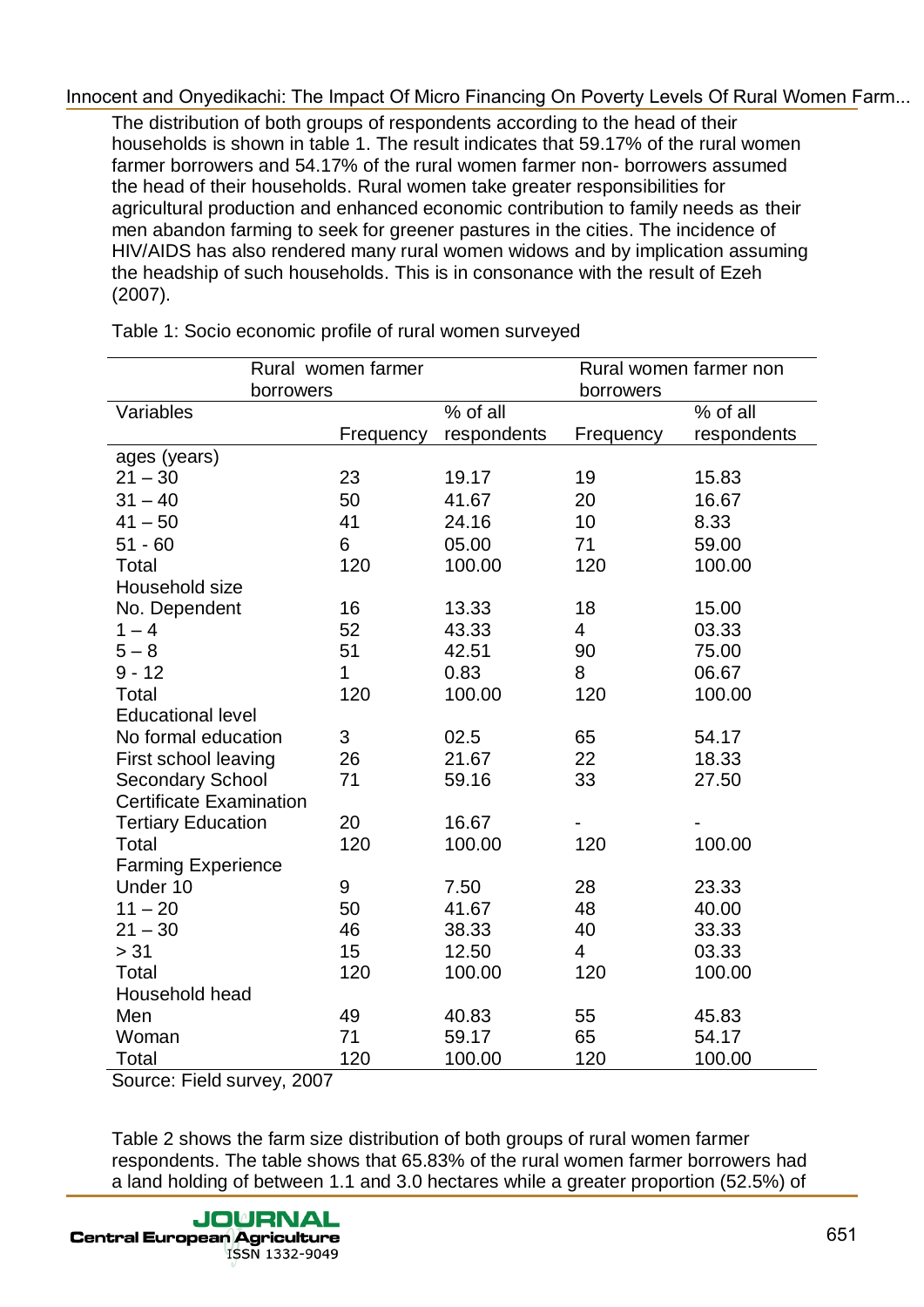The distribution of both groups of respondents according to the head of their households is shown in table 1. The result indicates that 59.17% of the rural women farmer borrowers and 54.17% of the rural women farmer non- borrowers assumed the head of their households. Rural women take greater responsibilities for agricultural production and enhanced economic contribution to family needs as their men abandon farming to seek for greener pastures in the cities. The incidence of HIV/AIDS has also rendered many rural women widows and by implication assuming the headship of such households. This is in consonance with the result of Ezeh (2007).

Table 1: Socio economic profile of rural women surveyed

| | Rural women farmer borrowers | | Rural women farmer non borrowers | |
|---|---|---|---|---|
| Variables | Frequency | % of all respondents | Frequency | % of all respondents |
| ages (years) | | | | |
| 21 – 30 | 23 | 19.17 | 19 | 15.83 |
| 31 – 40 | 50 | 41.67 | 20 | 16.67 |
| 41 – 50 | 41 | 24.16 | 10 | 8.33 |
| 51 - 60 | 6 | 05.00 | 71 | 59.00 |
| Total | 120 | 100.00 | 120 | 100.00 |
| Household size | | | | |
| No. Dependent | 16 | 13.33 | 18 | 15.00 |
| 1 – 4 | 52 | 43.33 | 4 | 03.33 |
| 5 – 8 | 51 | 42.51 | 90 | 75.00 |
| 9 - 12 | 1 | 0.83 | 8 | 06.67 |
| Total | 120 | 100.00 | 120 | 100.00 |
| Educational level | | | | |
| No formal education | 3 | 02.5 | 65 | 54.17 |
| First school leaving | 26 | 21.67 | 22 | 18.33 |
| Secondary School Certificate Examination | 71 | 59.16 | 33 | 27.50 |
| Tertiary Education | 20 | 16.67 | - | - |
| Total | 120 | 100.00 | 120 | 100.00 |
| Farming Experience | | | | |
| Under 10 | 9 | 7.50 | 28 | 23.33 |
| 11 – 20 | 50 | 41.67 | 48 | 40.00 |
| 21 – 30 | 46 | 38.33 | 40 | 33.33 |
| > 31 | 15 | 12.50 | 4 | 03.33 |
| Total | 120 | 100.00 | 120 | 100.00 |
| Household head | | | | |
| Men | 49 | 40.83 | 55 | 45.83 |
| Woman | 71 | 59.17 | 65 | 54.17 |
| Total | 120 | 100.00 | 120 | 100.00 |

Source: Field survey, 2007

Table 2 shows the farm size distribution of both groups of rural women farmer respondents. The table shows that 65.83% of the rural women farmer borrowers had a land holding of between 1.1 and 3.0 hectares while a greater proportion (52.5%) of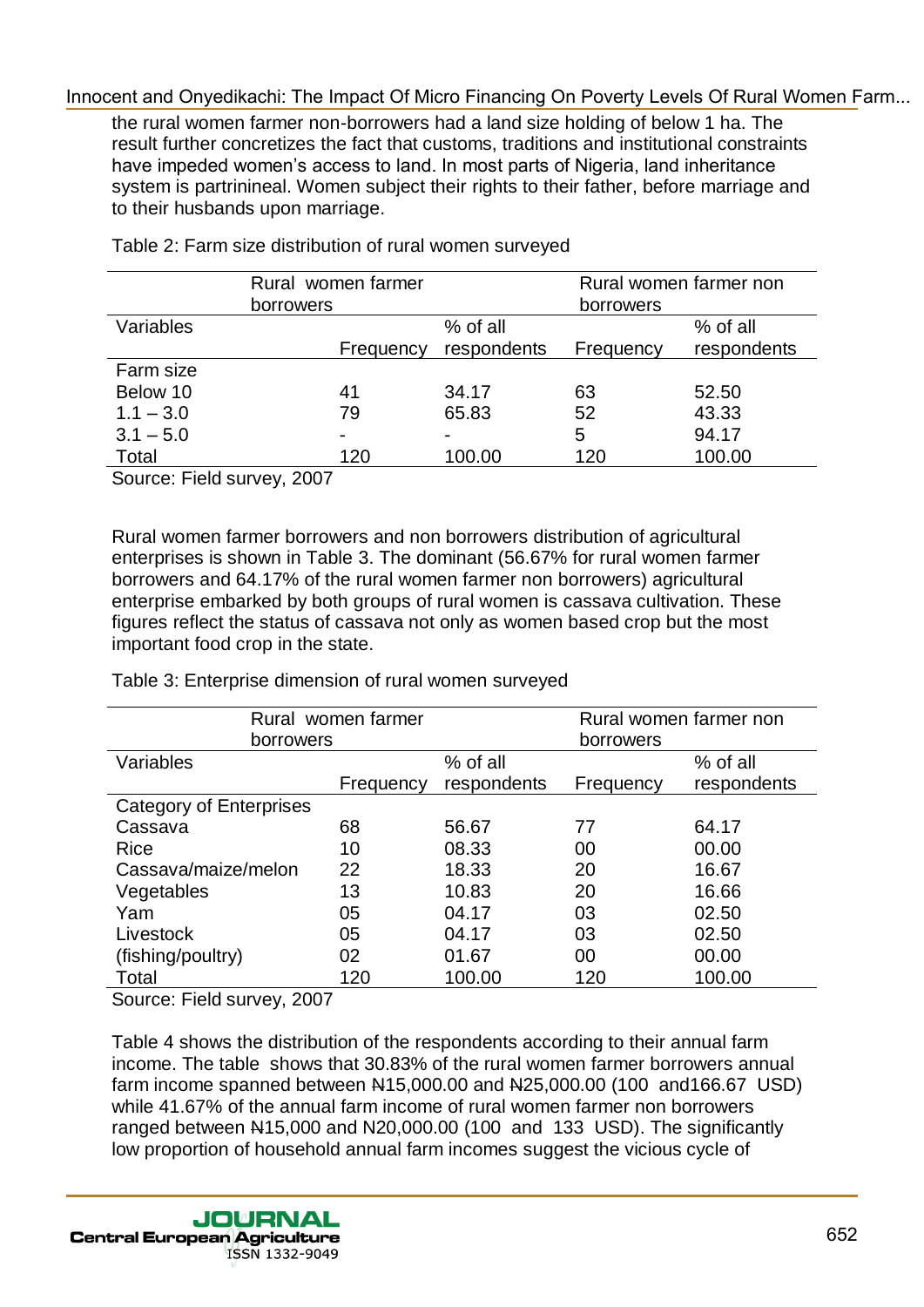the rural women farmer non-borrowers had a land size holding of below 1 ha. The result further concretizes the fact that customs, traditions and institutional constraints have impeded women's access to land. In most parts of Nigeria, land inheritance system is partrinineal. Women subject their rights to their father, before marriage and to their husbands upon marriage.

Table 2: Farm size distribution of rural women surveyed

| | Rural women farmer borrowers | | Rural women farmer non borrowers | |
|---|---|---|---|---|
| Variables | Frequency | % of all respondents | Frequency | % of all respondents |
| Farm size | | | | |
| Below 10 | 41 | 34.17 | 63 | 52.50 |
| 1.1 – 3.0 | 79 | 65.83 | 52 | 43.33 |
| 3.1 – 5.0 | - | - | 5 | 94.17 |
| Total | 120 | 100.00 | 120 | 100.00 |

Source: Field survey, 2007

Rural women farmer borrowers and non borrowers distribution of agricultural enterprises is shown in Table 3. The dominant (56.67% for rural women farmer borrowers and 64.17% of the rural women farmer non borrowers) agricultural enterprise embarked by both groups of rural women is cassava cultivation. These figures reflect the status of cassava not only as women based crop but the most important food crop in the state.

Table 3: Enterprise dimension of rural women surveyed

| | Rural women farmer borrowers | | Rural women farmer non borrowers | |
|---|---|---|---|---|
| Variables | Frequency | % of all respondents | Frequency | % of all respondents |
| Category of Enterprises | | | | |
| Cassava | 68 | 56.67 | 77 | 64.17 |
| Rice | 10 | 08.33 | 00 | 00.00 |
| Cassava/maize/melon | 22 | 18.33 | 20 | 16.67 |
| Vegetables | 13 | 10.83 | 20 | 16.66 |
| Yam | 05 | 04.17 | 03 | 02.50 |
| Livestock | 05 | 04.17 | 03 | 02.50 |
| (fishing/poultry) | 02 | 01.67 | 00 | 00.00 |
| Total | 120 | 100.00 | 120 | 100.00 |

Source: Field survey, 2007

Table 4 shows the distribution of the respondents according to their annual farm income. The table shows that 30.83% of the rural women farmer borrowers annual farm income spanned between ₦15,000.00 and ₦25,000.00 (100 and166.67 USD) while 41.67% of the annual farm income of rural women farmer non borrowers ranged between ₦15,000 and N20,000.00 (100 and 133 USD). The significantly low proportion of household annual farm incomes suggest the vicious cycle of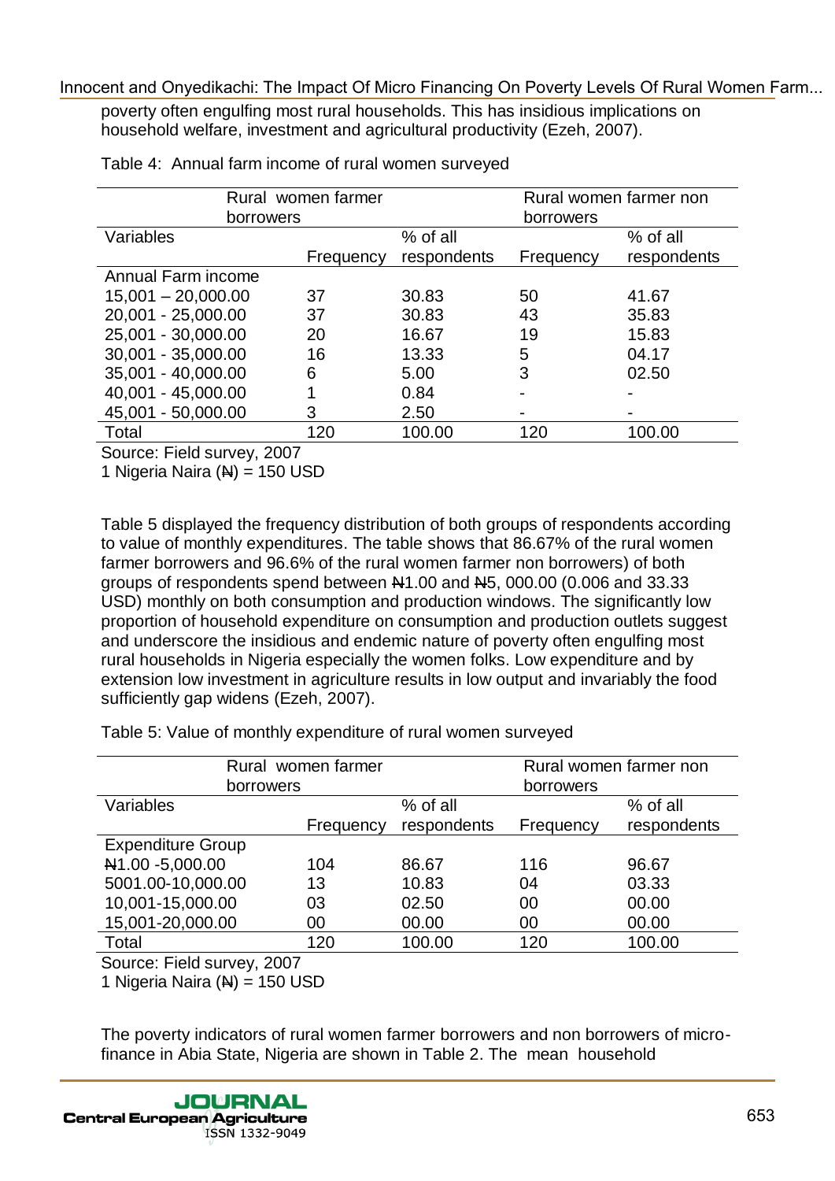poverty often engulfing most rural households. This has insidious implications on household welfare, investment and agricultural productivity (Ezeh, 2007).

Table 4: Annual farm income of rural women surveyed

| | Rural women farmer borrowers | | Rural women farmer non borrowers | |
|---|---|---|---|---|
| Variables | Frequency | % of all respondents | Frequency | % of all respondents |
| Annual Farm income | | | | |
| 15,001 – 20,000.00 | 37 | 30.83 | 50 | 41.67 |
| 20,001 - 25,000.00 | 37 | 30.83 | 43 | 35.83 |
| 25,001 - 30,000.00 | 20 | 16.67 | 19 | 15.83 |
| 30,001 - 35,000.00 | 16 | 13.33 | 5 | 04.17 |
| 35,001 - 40,000.00 | 6 | 5.00 | 3 | 02.50 |
| 40,001 - 45,000.00 | 1 | 0.84 | - | - |
| 45,001 - 50,000.00 | 3 | 2.50 | - | - |
| Total | 120 | 100.00 | 120 | 100.00 |

Source: Field survey, 2007
1 Nigeria Naira (₦) = 150 USD

Table 5 displayed the frequency distribution of both groups of respondents according to value of monthly expenditures. The table shows that 86.67% of the rural women farmer borrowers and 96.6% of the rural women farmer non borrowers) of both groups of respondents spend between ₦1.00 and ₦5, 000.00 (0.006 and 33.33 USD) monthly on both consumption and production windows. The significantly low proportion of household expenditure on consumption and production outlets suggest and underscore the insidious and endemic nature of poverty often engulfing most rural households in Nigeria especially the women folks. Low expenditure and by extension low investment in agriculture results in low output and invariably the food sufficiently gap widens (Ezeh, 2007).

Table 5: Value of monthly expenditure of rural women surveyed

| | Rural women farmer borrowers | | Rural women farmer non borrowers | |
|---|---|---|---|---|
| Variables | Frequency | % of all respondents | Frequency | % of all respondents |
| Expenditure Group | | | | |
| ₦1.00 -5,000.00 | 104 | 86.67 | 116 | 96.67 |
| 5001.00-10,000.00 | 13 | 10.83 | 04 | 03.33 |
| 10,001-15,000.00 | 03 | 02.50 | 00 | 00.00 |
| 15,001-20,000.00 | 00 | 00.00 | 00 | 00.00 |
| Total | 120 | 100.00 | 120 | 100.00 |

Source: Field survey, 2007
1 Nigeria Naira (₦) = 150 USD

The poverty indicators of rural women farmer borrowers and non borrowers of micro-finance in Abia State, Nigeria are shown in Table 2. The mean household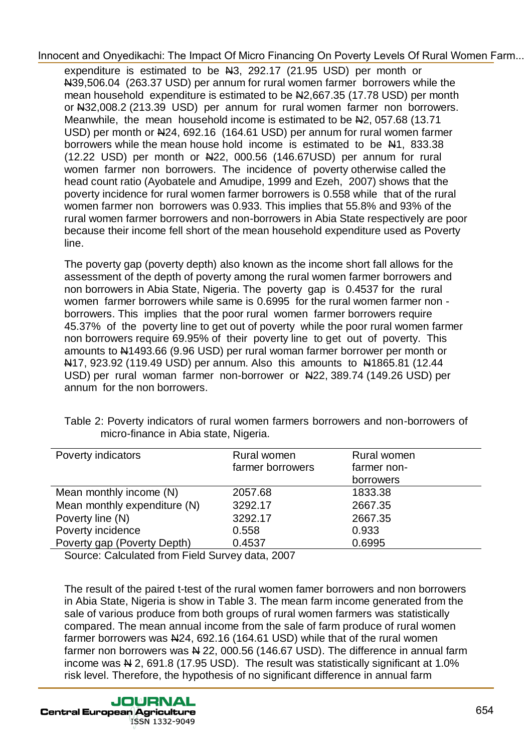expenditure is estimated to be ₦3, 292.17 (21.95 USD) per month or ₦39,506.04 (263.37 USD) per annum for rural women farmer borrowers while the mean household expenditure is estimated to be ₦2,667.35 (17.78 USD) per month or ₦32,008.2 (213.39 USD) per annum for rural women farmer non borrowers. Meanwhile, the mean household income is estimated to be ₦2, 057.68 (13.71 USD) per month or ₦24, 692.16 (164.61 USD) per annum for rural women farmer borrowers while the mean house hold income is estimated to be ₦1, 833.38 (12.22 USD) per month or ₦22, 000.56 (146.67USD) per annum for rural women farmer non borrowers. The incidence of poverty otherwise called the head count ratio (Ayobatele and Amudipe, 1999 and Ezeh, 2007) shows that the poverty incidence for rural women farmer borrowers is 0.558 while that of the rural women farmer non borrowers was 0.933. This implies that 55.8% and 93% of the rural women farmer borrowers and non-borrowers in Abia State respectively are poor because their income fell short of the mean household expenditure used as Poverty line.

The poverty gap (poverty depth) also known as the income short fall allows for the assessment of the depth of poverty among the rural women farmer borrowers and non borrowers in Abia State, Nigeria. The poverty gap is 0.4537 for the rural women farmer borrowers while same is 0.6995 for the rural women farmer non - borrowers. This implies that the poor rural women farmer borrowers require 45.37% of the poverty line to get out of poverty while the poor rural women farmer non borrowers require 69.95% of their poverty line to get out of poverty. This amounts to ₦1493.66 (9.96 USD) per rural woman farmer borrower per month or ₦17, 923.92 (119.49 USD) per annum. Also this amounts to ₦1865.81 (12.44 USD) per rural woman farmer non-borrower or ₦22, 389.74 (149.26 USD) per annum for the non borrowers.

Table 2: Poverty indicators of rural women farmers borrowers and non-borrowers of micro-finance in Abia state, Nigeria.

| Poverty indicators | Rural women farmer borrowers | Rural women farmer non-borrowers |
|---|---|---|
| Mean monthly income (N) | 2057.68 | 1833.38 |
| Mean monthly expenditure (N) | 3292.17 | 2667.35 |
| Poverty line (N) | 3292.17 | 2667.35 |
| Poverty incidence | 0.558 | 0.933 |
| Poverty gap (Poverty Depth) | 0.4537 | 0.6995 |

Source: Calculated from Field Survey data, 2007

The result of the paired t-test of the rural women famer borrowers and non borrowers in Abia State, Nigeria is show in Table 3. The mean farm income generated from the sale of various produce from both groups of rural women farmers was statistically compared. The mean annual income from the sale of farm produce of rural women farmer borrowers was ₦24, 692.16 (164.61 USD) while that of the rural women farmer non borrowers was ₦ 22, 000.56 (146.67 USD). The difference in annual farm income was ₦ 2, 691.8 (17.95 USD). The result was statistically significant at 1.0% risk level. Therefore, the hypothesis of no significant difference in annual farm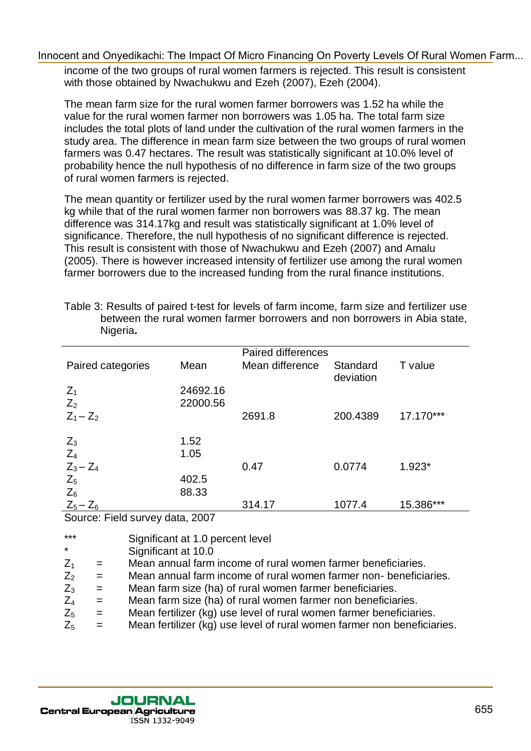income of the two groups of rural women farmers is rejected. This result is consistent with those obtained by Nwachukwu and Ezeh (2007), Ezeh (2004).

The mean farm size for the rural women farmer borrowers was 1.52 ha while the value for the rural women farmer non borrowers was 1.05 ha. The total farm size includes the total plots of land under the cultivation of the rural women farmers in the study area. The difference in mean farm size between the two groups of rural women farmers was 0.47 hectares. The result was statistically significant at 10.0% level of probability hence the null hypothesis of no difference in farm size of the two groups of rural women farmers is rejected.

The mean quantity or fertilizer used by the rural women farmer borrowers was 402.5 kg while that of the rural women farmer non borrowers was 88.37 kg. The mean difference was 314.17kg and result was statistically significant at 1.0% level of significance. Therefore, the null hypothesis of no significant difference is rejected. This result is consistent with those of Nwachukwu and Ezeh (2007) and Amalu (2005). There is however increased intensity of fertilizer use among the rural women farmer borrowers due to the increased funding from the rural finance institutions.

Table 3: Results of paired t-test for levels of farm income, farm size and fertilizer use between the rural women farmer borrowers and non borrowers in Abia state, Nigeria**.**

| | | Paired differences | | |
|---|---|---|---|---|
| Paired categories | Mean | Mean difference | Standard deviation | T value |
| $Z_1$ | 24692.16 | | | |
| $Z_2$ | 22000.56 | | | |
| $Z_1 - Z_2$ | | 2691.8 | 200.4389 | 17.170*** |
| $Z_3$ | 1.52 | | | |
| $Z_4$ | 1.05 | | | |
| $Z_3 - Z_4$ | | 0.47 | 0.0774 | 1.923* |
| $Z_5$ | 402.5 | | | |
| $Z_6$ | 88.33 | | | |
| $Z_5 - Z_6$ | | 314.17 | 1077.4 | 15.386*** |

Source: Field survey data, 2007

*** Significant at 1.0 percent level
* Significant at 10.0
$Z_1$ = Mean annual farm income of rural women farmer beneficiaries.
$Z_2$ = Mean annual farm income of rural women farmer non- beneficiaries.
$Z_3$ = Mean farm size (ha) of rural women farmer beneficiaries.
$Z_4$ = Mean farm size (ha) of rural women farmer non beneficiaries.
$Z_5$ = Mean fertilizer (kg) use level of rural women farmer beneficiaries.
$Z_5$ = Mean fertilizer (kg) use level of rural women farmer non beneficiaries.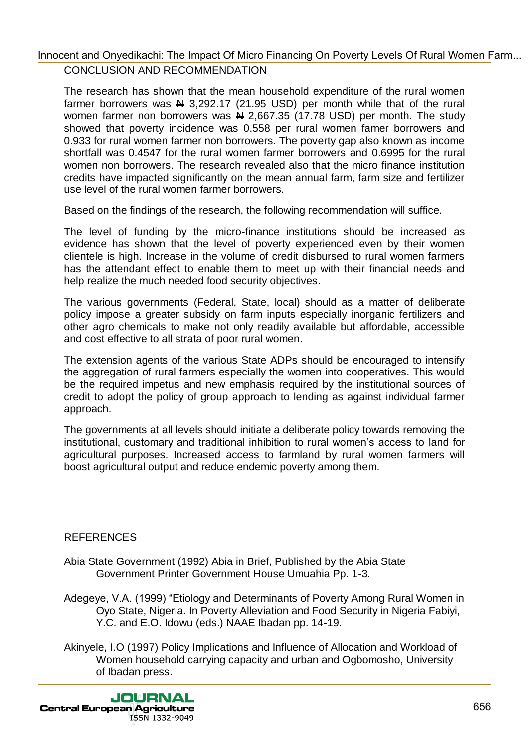## CONCLUSION AND RECOMMENDATION

The research has shown that the mean household expenditure of the rural women farmer borrowers was ₦ 3,292.17 (21.95 USD) per month while that of the rural women farmer non borrowers was ₦ 2,667.35 (17.78 USD) per month. The study showed that poverty incidence was 0.558 per rural women famer borrowers and 0.933 for rural women farmer non borrowers. The poverty gap also known as income shortfall was 0.4547 for the rural women farmer borrowers and 0.6995 for the rural women non borrowers. The research revealed also that the micro finance institution credits have impacted significantly on the mean annual farm, farm size and fertilizer use level of the rural women farmer borrowers.

Based on the findings of the research, the following recommendation will suffice.

The level of funding by the micro-finance institutions should be increased as evidence has shown that the level of poverty experienced even by their women clientele is high. Increase in the volume of credit disbursed to rural women farmers has the attendant effect to enable them to meet up with their financial needs and help realize the much needed food security objectives.

The various governments (Federal, State, local) should as a matter of deliberate policy impose a greater subsidy on farm inputs especially inorganic fertilizers and other agro chemicals to make not only readily available but affordable, accessible and cost effective to all strata of poor rural women.

The extension agents of the various State ADPs should be encouraged to intensify the aggregation of rural farmers especially the women into cooperatives. This would be the required impetus and new emphasis required by the institutional sources of credit to adopt the policy of group approach to lending as against individual farmer approach.

The governments at all levels should initiate a deliberate policy towards removing the institutional, customary and traditional inhibition to rural women's access to land for agricultural purposes. Increased access to farmland by rural women farmers will boost agricultural output and reduce endemic poverty among them.

## REFERENCES

Abia State Government (1992) Abia in Brief, Published by the Abia State Government Printer Government House Umuahia Pp. 1-3.

Adegeye, V.A. (1999) "Etiology and Determinants of Poverty Among Rural Women in Oyo State, Nigeria. In Poverty Alleviation and Food Security in Nigeria Fabiyi, Y.C. and E.O. Idowu (eds.) NAAE Ibadan pp. 14-19.

Akinyele, I.O (1997) Policy Implications and Influence of Allocation and Workload of Women household carrying capacity and urban and Ogbomosho, University of Ibadan press.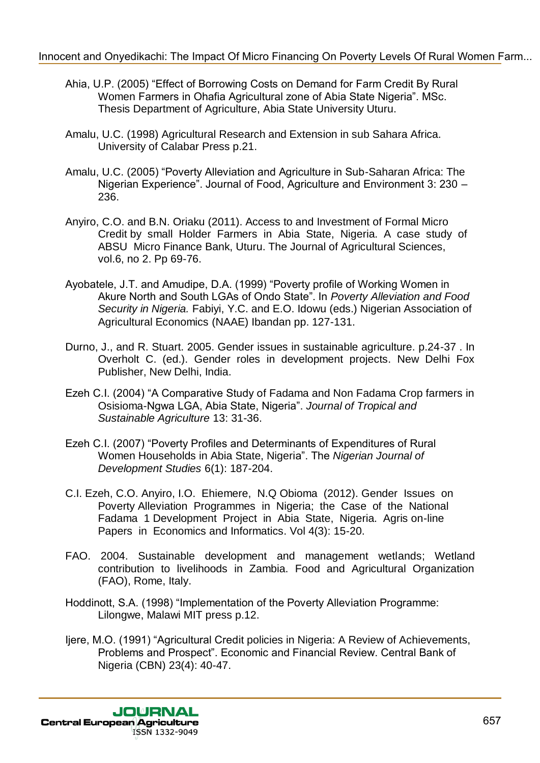Ahia, U.P. (2005) "Effect of Borrowing Costs on Demand for Farm Credit By Rural Women Farmers in Ohafia Agricultural zone of Abia State Nigeria". MSc. Thesis Department of Agriculture, Abia State University Uturu.

Amalu, U.C. (1998) Agricultural Research and Extension in sub Sahara Africa. University of Calabar Press p.21.

Amalu, U.C. (2005) "Poverty Alleviation and Agriculture in Sub-Saharan Africa: The Nigerian Experience". Journal of Food, Agriculture and Environment 3: 230 – 236.

Anyiro, C.O. and B.N. Oriaku (2011). Access to and Investment of Formal Micro Credit by small Holder Farmers in Abia State, Nigeria. A case study of ABSU Micro Finance Bank, Uturu. The Journal of Agricultural Sciences, vol.6, no 2. Pp 69-76.

Ayobatele, J.T. and Amudipe, D.A. (1999) "Poverty profile of Working Women in Akure North and South LGAs of Ondo State". In *Poverty Alleviation and Food Security in Nigeria.* Fabiyi, Y.C. and E.O. Idowu (eds.) Nigerian Association of Agricultural Economics (NAAE) Ibandan pp. 127-131.

Durno, J., and R. Stuart. 2005. Gender issues in sustainable agriculture. p.24-37 . In Overholt C. (ed.). Gender roles in development projects. New Delhi Fox Publisher, New Delhi, India.

Ezeh C.I. (2004) "A Comparative Study of Fadama and Non Fadama Crop farmers in Osisioma-Ngwa LGA, Abia State, Nigeria". *Journal of Tropical and Sustainable Agriculture* 13: 31-36.

Ezeh C.I. (2007) "Poverty Profiles and Determinants of Expenditures of Rural Women Households in Abia State, Nigeria". The *Nigerian Journal of Development Studies* 6(1): 187-204.

C.I. Ezeh, C.O. Anyiro, I.O. Ehiemere, N.Q Obioma (2012). Gender Issues on Poverty Alleviation Programmes in Nigeria; the Case of the National Fadama 1 Development Project in Abia State, Nigeria. Agris on-line Papers in Economics and Informatics. Vol 4(3): 15-20.

FAO. 2004. Sustainable development and management wetlands; Wetland contribution to livelihoods in Zambia. Food and Agricultural Organization (FAO), Rome, Italy.

Hoddinott, S.A. (1998) "Implementation of the Poverty Alleviation Programme: Lilongwe, Malawi MIT press p.12.

Ijere, M.O. (1991) "Agricultural Credit policies in Nigeria: A Review of Achievements, Problems and Prospect". Economic and Financial Review. Central Bank of Nigeria (CBN) 23(4): 40-47.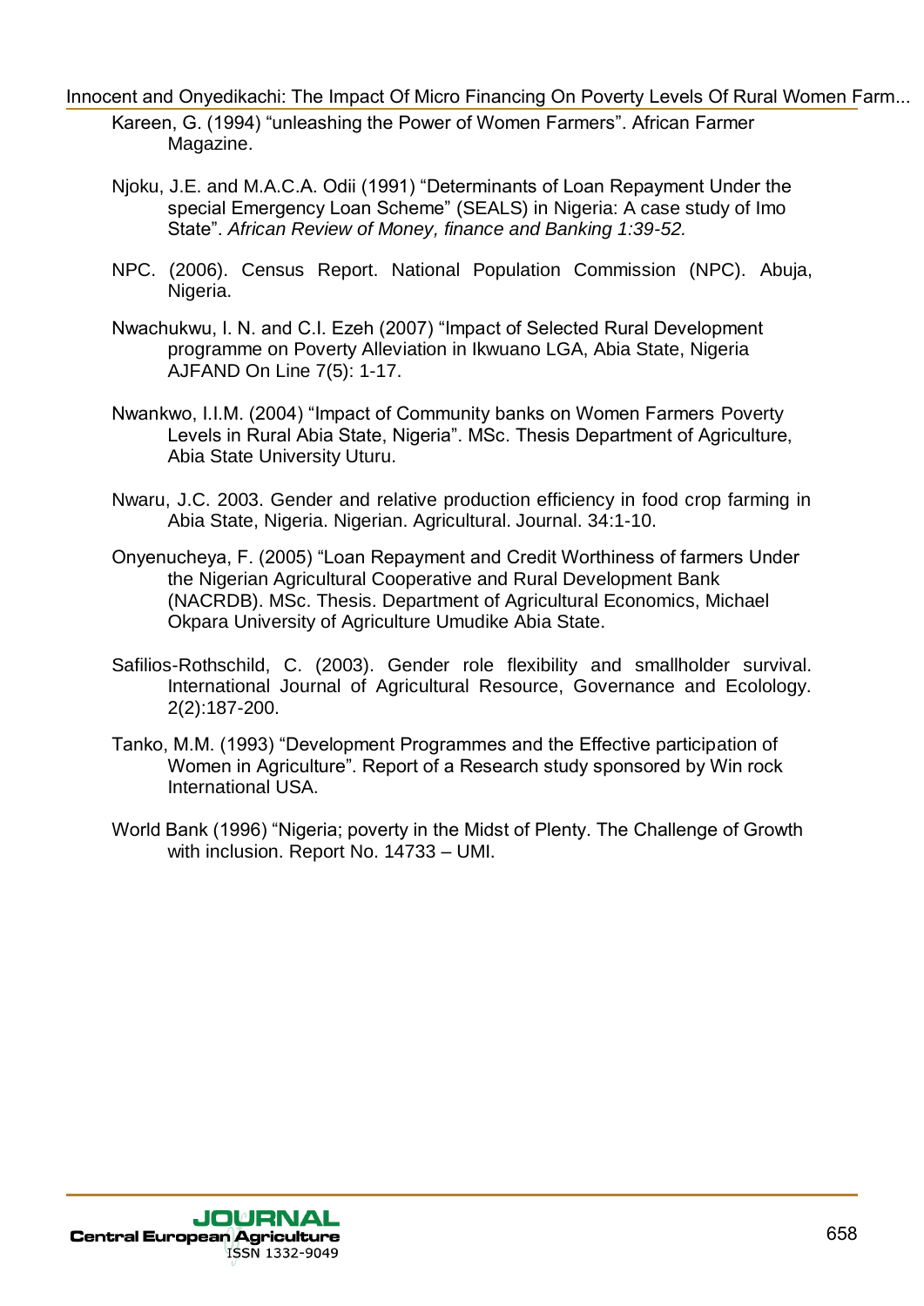Kareen, G. (1994) “unleashing the Power of Women Farmers”. African Farmer Magazine.

Njoku, J.E. and M.A.C.A. Odii (1991) “Determinants of Loan Repayment Under the special Emergency Loan Scheme” (SEALS) in Nigeria: A case study of Imo State”. *African Review of Money, finance and Banking 1:39-52.*

NPC. (2006). Census Report. National Population Commission (NPC). Abuja, Nigeria.

Nwachukwu, I. N. and C.I. Ezeh (2007) “Impact of Selected Rural Development programme on Poverty Alleviation in Ikwuano LGA, Abia State, Nigeria AJFAND On Line 7(5): 1-17.

Nwankwo, I.I.M. (2004) “Impact of Community banks on Women Farmers Poverty Levels in Rural Abia State, Nigeria”. MSc. Thesis Department of Agriculture, Abia State University Uturu.

Nwaru, J.C. 2003. Gender and relative production efficiency in food crop farming in Abia State, Nigeria. Nigerian. Agricultural. Journal. 34:1-10.

Onyenucheya, F. (2005) “Loan Repayment and Credit Worthiness of farmers Under the Nigerian Agricultural Cooperative and Rural Development Bank (NACRDB). MSc. Thesis. Department of Agricultural Economics, Michael Okpara University of Agriculture Umudike Abia State.

Safilios-Rothschild, C. (2003). Gender role flexibility and smallholder survival. International Journal of Agricultural Resource, Governance and Ecolology. 2(2):187-200.

Tanko, M.M. (1993) “Development Programmes and the Effective participation of Women in Agriculture”. Report of a Research study sponsored by Win rock International USA.

World Bank (1996) “Nigeria; poverty in the Midst of Plenty. The Challenge of Growth with inclusion. Report No. 14733 – UMI.